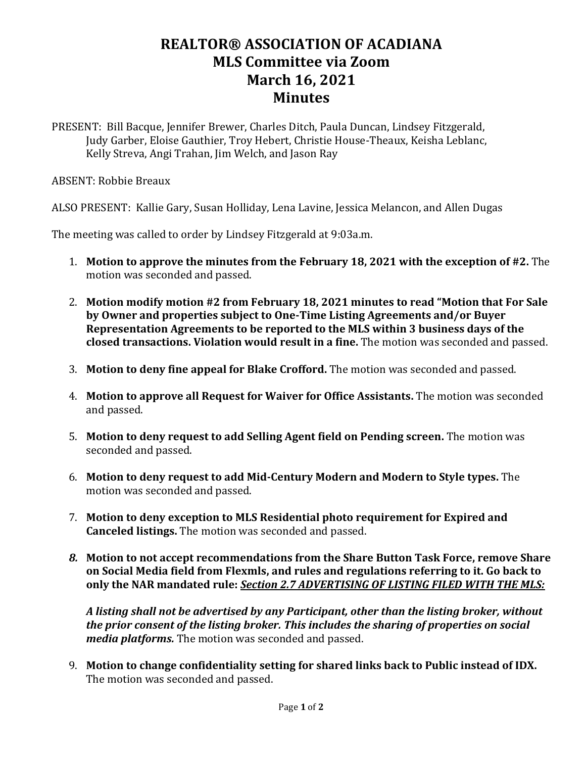# REALTOR® ASSOCIATION OF ACADIANA
# MLS Committee via Zoom
# March 16, 2021
# Minutes

PRESENT: Bill Bacque, Jennifer Brewer, Charles Ditch, Paula Duncan, Lindsey Fitzgerald, Judy Garber, Eloise Gauthier, Troy Hebert, Christie House-Theaux, Keisha Leblanc, Kelly Streva, Angi Trahan, Jim Welch, and Jason Ray

ABSENT: Robbie Breaux

ALSO PRESENT: Kallie Gary, Susan Holliday, Lena Lavine, Jessica Melancon, and Allen Dugas

The meeting was called to order by Lindsey Fitzgerald at 9:03a.m.

1. **Motion to approve the minutes from the February 18, 2021 with the exception of #2.** The motion was seconded and passed.

2. **Motion modify motion #2 from February 18, 2021 minutes to read "Motion that For Sale by Owner and properties subject to One-Time Listing Agreements and/or Buyer Representation Agreements to be reported to the MLS within 3 business days of the closed transactions. Violation would result in a fine.** The motion was seconded and passed.

3. **Motion to deny fine appeal for Blake Crofford.** The motion was seconded and passed.

4. **Motion to approve all Request for Waiver for Office Assistants.** The motion was seconded and passed.

5. **Motion to deny request to add Selling Agent field on Pending screen.** The motion was seconded and passed.

6. **Motion to deny request to add Mid-Century Modern and Modern to Style types.** The motion was seconded and passed.

7. **Motion to deny exception to MLS Residential photo requirement for Expired and Canceled listings.** The motion was seconded and passed.

8. **Motion to not accept recommendations from the Share Button Task Force, remove Share on Social Media field from Flexmls, and rules and regulations referring to it. Go back to only the NAR mandated rule: *<u>Section 2.7 ADVERTISING OF LISTING FILED WITH THE MLS:</u>***

   ***A listing shall not be advertised by any Participant, other than the listing broker, without the prior consent of the listing broker. This includes the sharing of properties on social media platforms.*** The motion was seconded and passed.

9. **Motion to change confidentiality setting for shared links back to Public instead of IDX.** The motion was seconded and passed.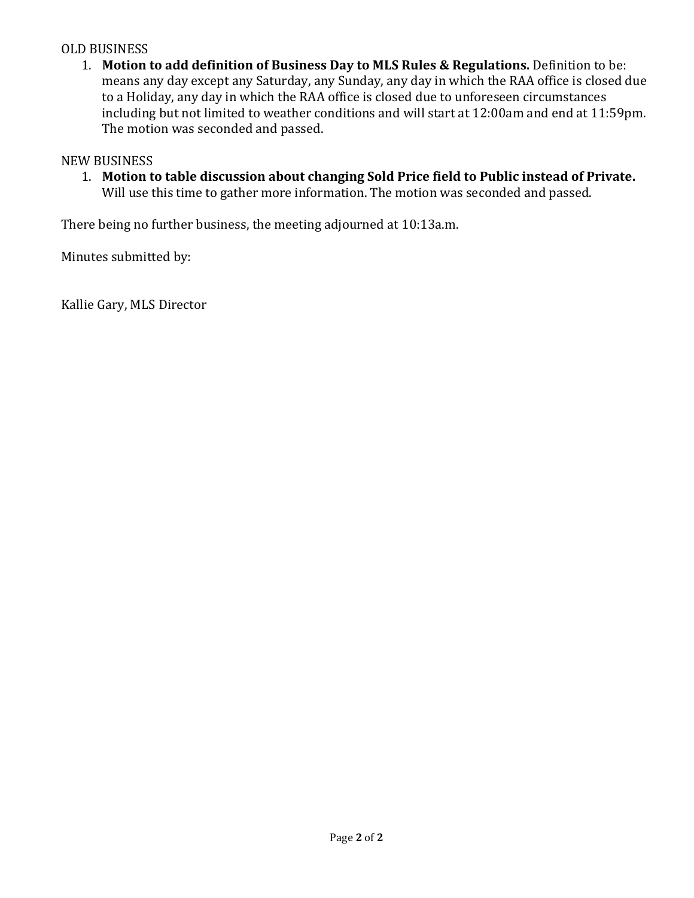OLD BUSINESS

1. **Motion to add definition of Business Day to MLS Rules & Regulations.** Definition to be: means any day except any Saturday, any Sunday, any day in which the RAA office is closed due to a Holiday, any day in which the RAA office is closed due to unforeseen circumstances including but not limited to weather conditions and will start at 12:00am and end at 11:59pm. The motion was seconded and passed.

NEW BUSINESS

1. **Motion to table discussion about changing Sold Price field to Public instead of Private.** Will use this time to gather more information. The motion was seconded and passed.

There being no further business, the meeting adjourned at 10:13a.m.

Minutes submitted by:

Kallie Gary, MLS Director